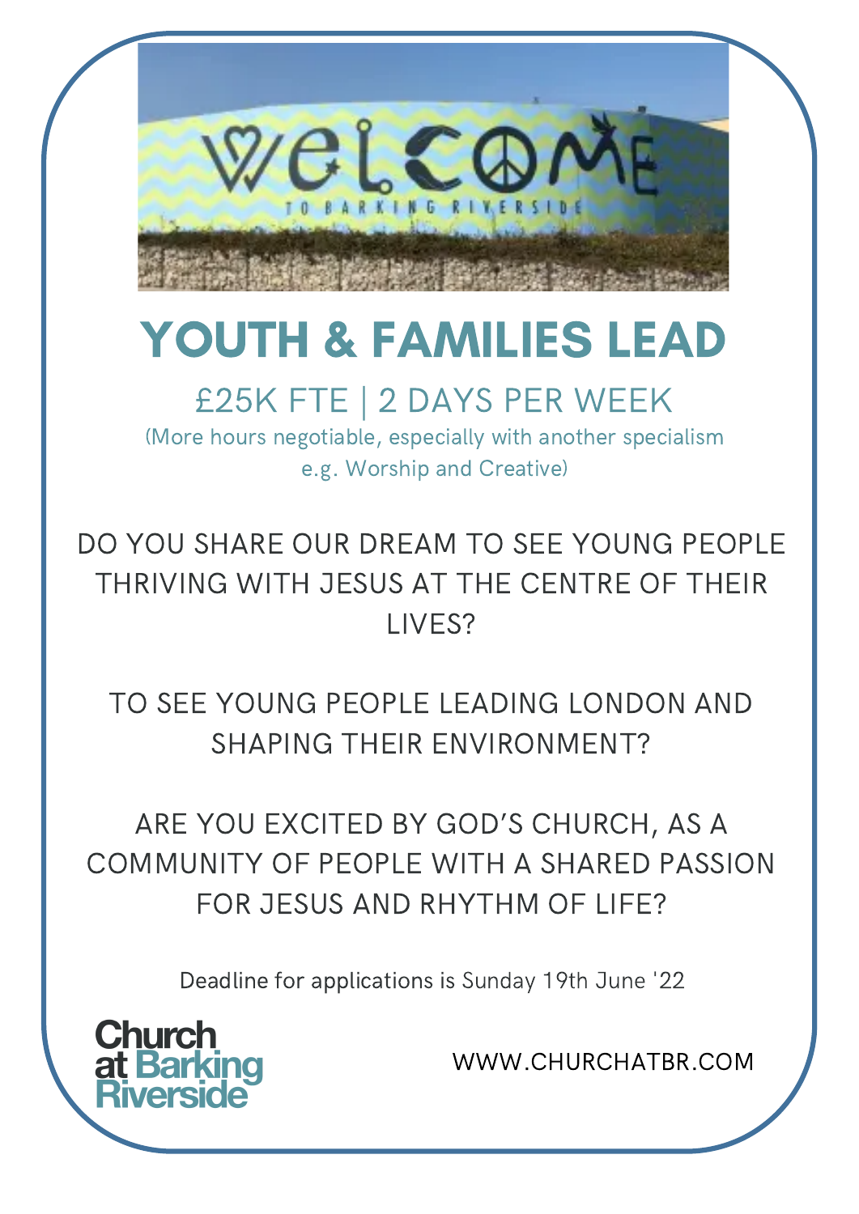# YOUTH & FAMILIES LEAD

## £25K FTE | 2 DAYS PER WEEK

(More hours negotiable, especially with another specialism e.g. Worship and Creative)

DO YOU SHARE OUR DREAM TO SEE YOUNG PEOPLE THRIVING WITH JESUS AT THE CENTRE OF THEIR LIVES?

TO SEE YOUNG PEOPLE LEADING LONDON AND SHAPING THEIR ENVIRONMENT?

ARE YOU EXCITED BY GOD'S CHURCH, AS A COMMUNITY OF PEOPLE WITH A SHARED PASSION FOR JESUS AND RHYTHM OF LIFE?

Deadline for applications is Sunday 19th June '22

Church at Barking Riverside

WWW.CHURCHATBR.COM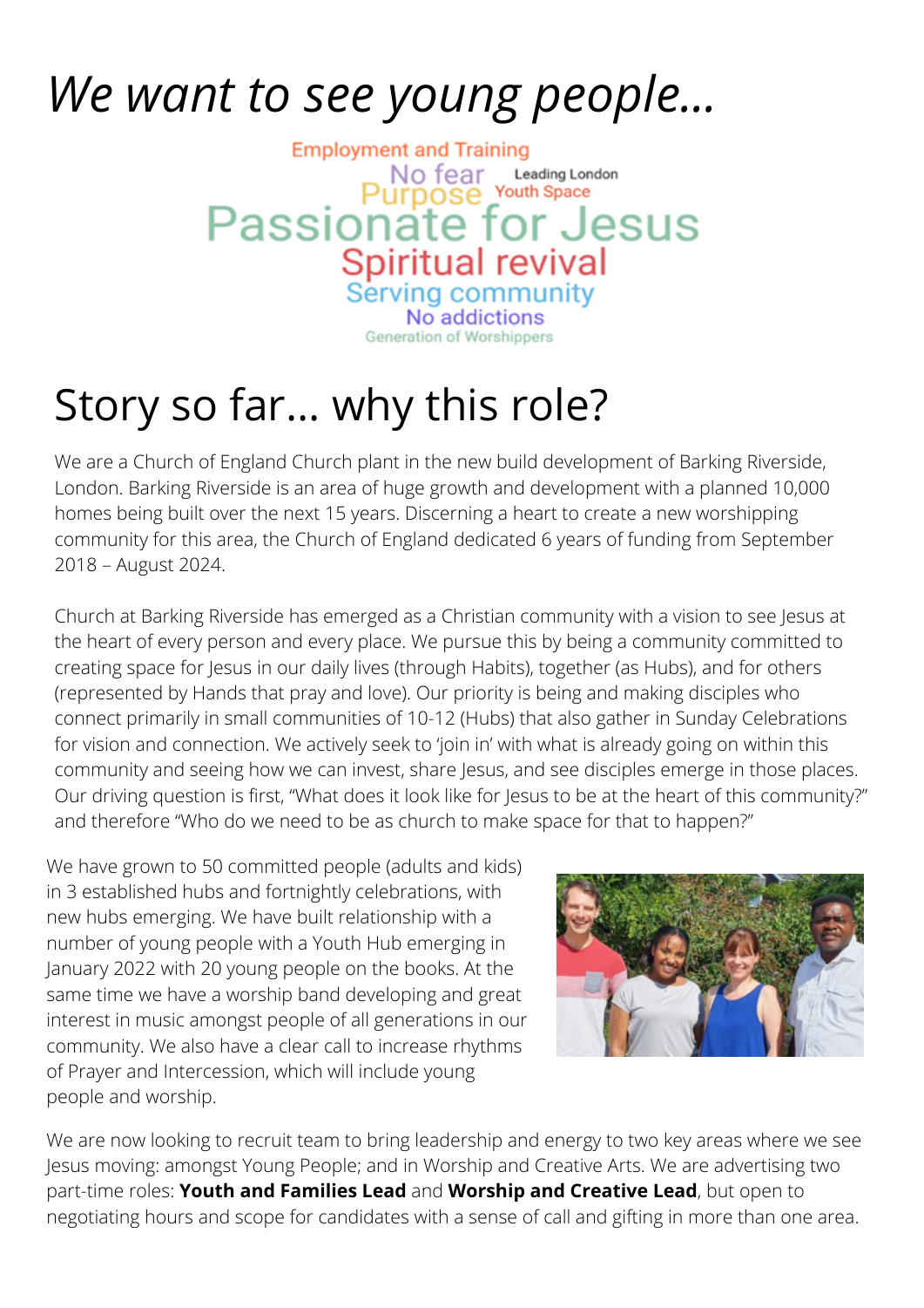# *We want to see young people...*

Employment and Training
No fear
Leading London
Purpose
Youth Space
Passionate for Jesus
Spiritual revival
Serving community
No addictions
Generation of Worshippers

# Story so far... why this role?

We are a Church of England Church plant in the new build development of Barking Riverside, London. Barking Riverside is an area of huge growth and development with a planned 10,000 homes being built over the next 15 years. Discerning a heart to create a new worshipping community for this area, the Church of England dedicated 6 years of funding from September 2018 – August 2024.

Church at Barking Riverside has emerged as a Christian community with a vision to see Jesus at the heart of every person and every place. We pursue this by being a community committed to creating space for Jesus in our daily lives (through Habits), together (as Hubs), and for others (represented by Hands that pray and love). Our priority is being and making disciples who connect primarily in small communities of 10-12 (Hubs) that also gather in Sunday Celebrations for vision and connection. We actively seek to 'join in' with what is already going on within this community and seeing how we can invest, share Jesus, and see disciples emerge in those places. Our driving question is first, "What does it look like for Jesus to be at the heart of this community?" and therefore "Who do we need to be as church to make space for that to happen?"

We have grown to 50 committed people (adults and kids) in 3 established hubs and fortnightly celebrations, with new hubs emerging. We have built relationship with a number of young people with a Youth Hub emerging in January 2022 with 20 young people on the books. At the same time we have a worship band developing and great interest in music amongst people of all generations in our community. We also have a clear call to increase rhythms of Prayer and Intercession, which will include young people and worship.

We are now looking to recruit team to bring leadership and energy to two key areas where we see Jesus moving: amongst Young People; and in Worship and Creative Arts. We are advertising two part-time roles: **Youth and Families Lead** and **Worship and Creative Lead**, but open to negotiating hours and scope for candidates with a sense of call and gifting in more than one area.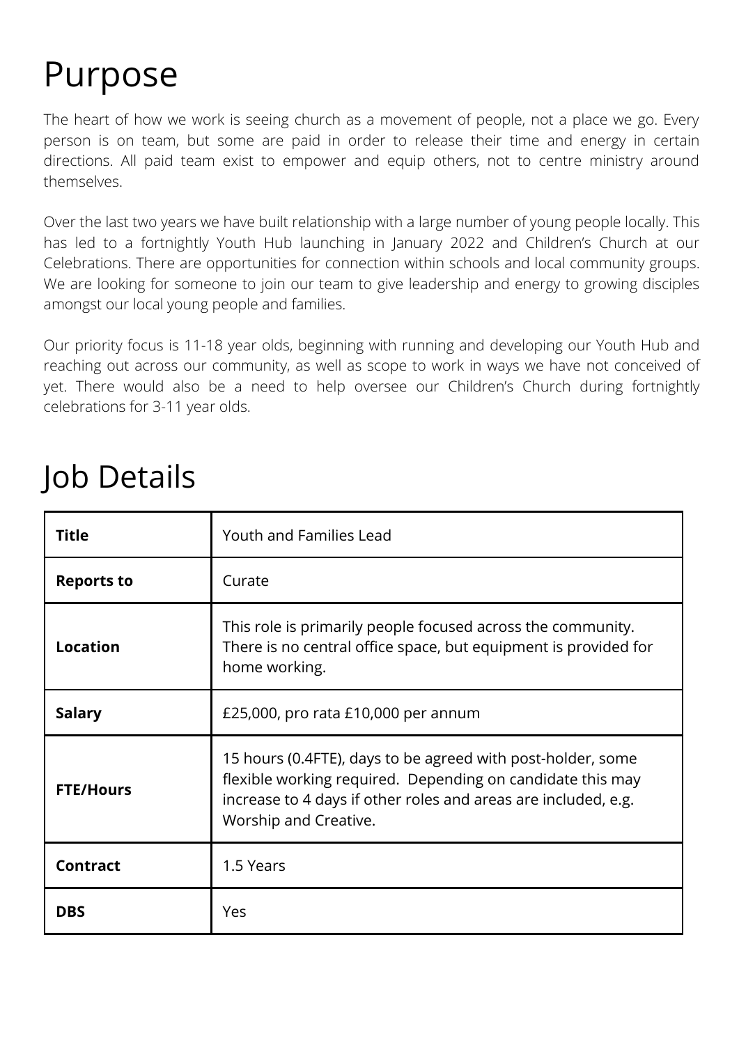# Purpose

The heart of how we work is seeing church as a movement of people, not a place we go. Every person is on team, but some are paid in order to release their time and energy in certain directions. All paid team exist to empower and equip others, not to centre ministry around themselves.

Over the last two years we have built relationship with a large number of young people locally. This has led to a fortnightly Youth Hub launching in January 2022 and Children's Church at our Celebrations. There are opportunities for connection within schools and local community groups. We are looking for someone to join our team to give leadership and energy to growing disciples amongst our local young people and families.

Our priority focus is 11-18 year olds, beginning with running and developing our Youth Hub and reaching out across our community, as well as scope to work in ways we have not conceived of yet. There would also be a need to help oversee our Children's Church during fortnightly celebrations for 3-11 year olds.

# Job Details

| **Title** | Youth and Families Lead |
|---|---|
| **Reports to** | Curate |
| **Location** | This role is primarily people focused across the community. There is no central office space, but equipment is provided for home working. |
| **Salary** | £25,000, pro rata £10,000 per annum |
| **FTE/Hours** | 15 hours (0.4FTE), days to be agreed with post-holder, some flexible working required. Depending on candidate this may increase to 4 days if other roles and areas are included, e.g. Worship and Creative. |
| **Contract** | 1.5 Years |
| **DBS** | Yes |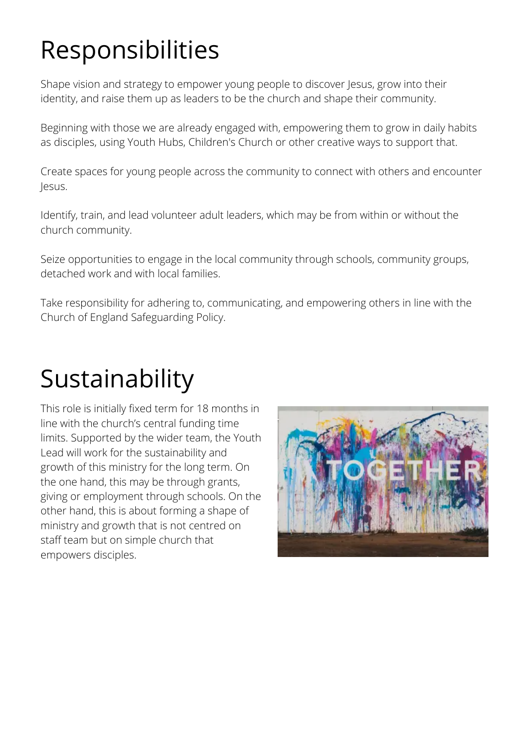# Responsibilities

Shape vision and strategy to empower young people to discover Jesus, grow into their identity, and raise them up as leaders to be the church and shape their community.

Beginning with those we are already engaged with, empowering them to grow in daily habits as disciples, using Youth Hubs, Children's Church or other creative ways to support that.

Create spaces for young people across the community to connect with others and encounter Jesus.

Identify, train, and lead volunteer adult leaders, which may be from within or without the church community.

Seize opportunities to engage in the local community through schools, community groups, detached work and with local families.

Take responsibility for adhering to, communicating, and empowering others in line with the Church of England Safeguarding Policy.

# Sustainability

This role is initially fixed term for 18 months in line with the church's central funding time limits. Supported by the wider team, the Youth Lead will work for the sustainability and growth of this ministry for the long term. On the one hand, this may be through grants, giving or employment through schools. On the other hand, this is about forming a shape of ministry and growth that is not centred on staff team but on simple church that empowers disciples.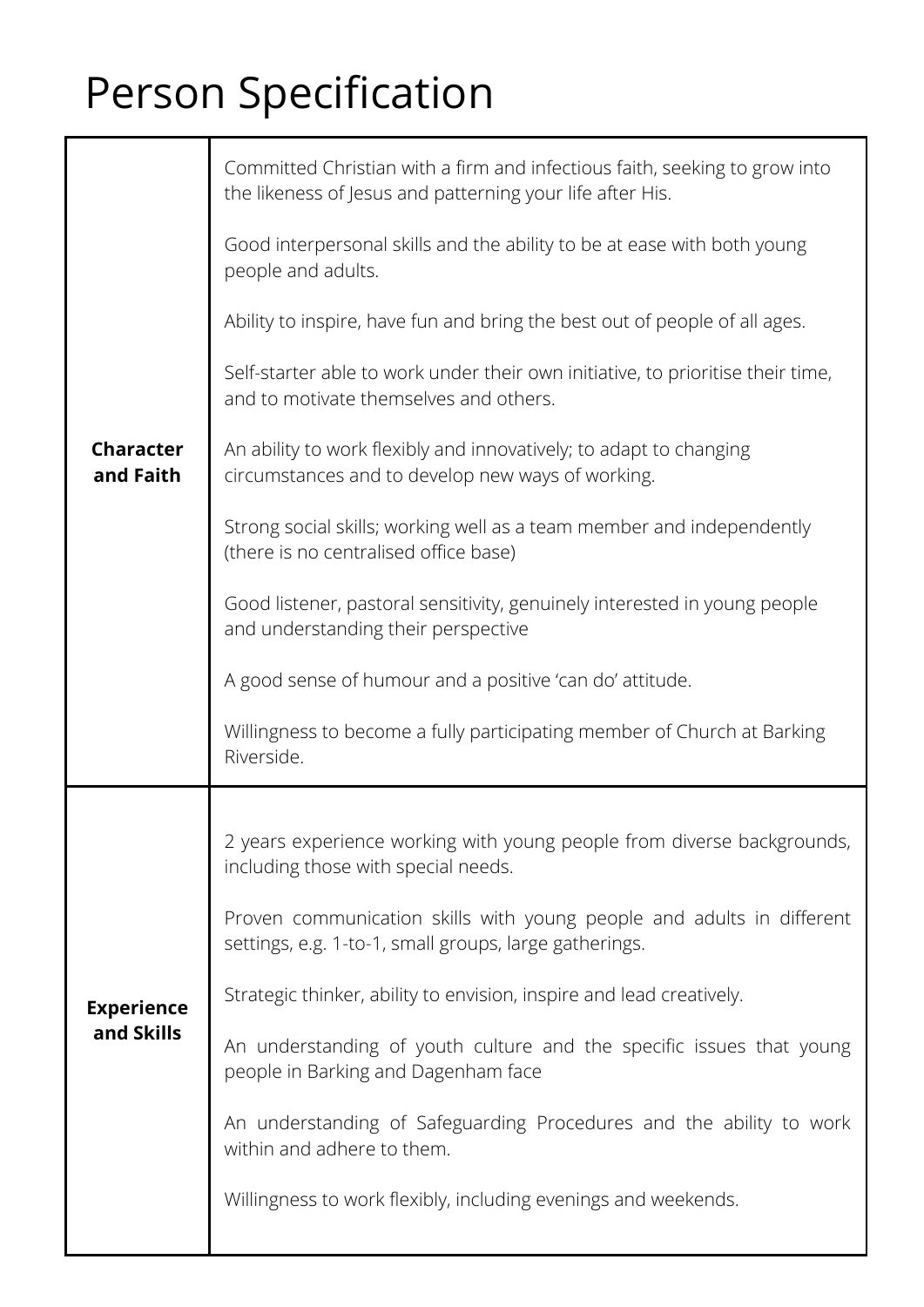# Person Specification

| | |
|---|---|
| **Character and Faith** | Committed Christian with a firm and infectious faith, seeking to grow into the likeness of Jesus and patterning your life after His.<br><br>Good interpersonal skills and the ability to be at ease with both young people and adults.<br><br>Ability to inspire, have fun and bring the best out of people of all ages.<br><br>Self-starter able to work under their own initiative, to prioritise their time, and to motivate themselves and others.<br><br>An ability to work flexibly and innovatively; to adapt to changing circumstances and to develop new ways of working.<br><br>Strong social skills; working well as a team member and independently (there is no centralised office base)<br><br>Good listener, pastoral sensitivity, genuinely interested in young people and understanding their perspective<br><br>A good sense of humour and a positive 'can do' attitude.<br><br>Willingness to become a fully participating member of Church at Barking Riverside. |
| **Experience and Skills** | 2 years experience working with young people from diverse backgrounds, including those with special needs.<br><br>Proven communication skills with young people and adults in different settings, e.g. 1-to-1, small groups, large gatherings.<br><br>Strategic thinker, ability to envision, inspire and lead creatively.<br><br>An understanding of youth culture and the specific issues that young people in Barking and Dagenham face<br><br>An understanding of Safeguarding Procedures and the ability to work within and adhere to them.<br><br>Willingness to work flexibly, including evenings and weekends. |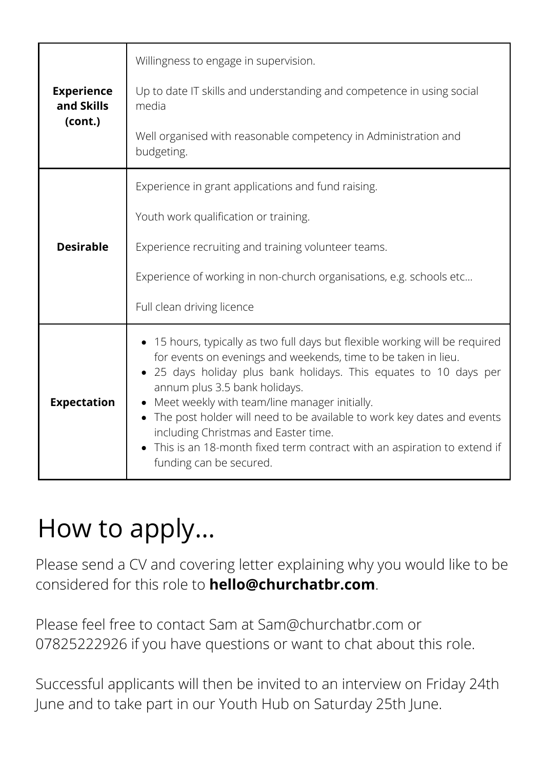| | |
|---|---|
| **Experience and Skills (cont.)** | Willingness to engage in supervision.<br><br>Up to date IT skills and understanding and competence in using social media<br><br>Well organised with reasonable competency in Administration and budgeting. |
| **Desirable** | Experience in grant applications and fund raising.<br><br>Youth work qualification or training.<br><br>Experience recruiting and training volunteer teams.<br><br>Experience of working in non-church organisations, e.g. schools etc...<br><br>Full clean driving licence |
| **Expectation** | • 15 hours, typically as two full days but flexible working will be required for events on evenings and weekends, time to be taken in lieu.<br>• 25 days holiday plus bank holidays. This equates to 10 days per annum plus 3.5 bank holidays.<br>• Meet weekly with team/line manager initially.<br>• The post holder will need to be available to work key dates and events including Christmas and Easter time.<br>• This is an 18-month fixed term contract with an aspiration to extend if funding can be secured. |

# How to apply...

Please send a CV and covering letter explaining why you would like to be considered for this role to **hello@churchatbr.com**.

Please feel free to contact Sam at Sam@churchatbr.com or 07825222926 if you have questions or want to chat about this role.

Successful applicants will then be invited to an interview on Friday 24th June and to take part in our Youth Hub on Saturday 25th June.